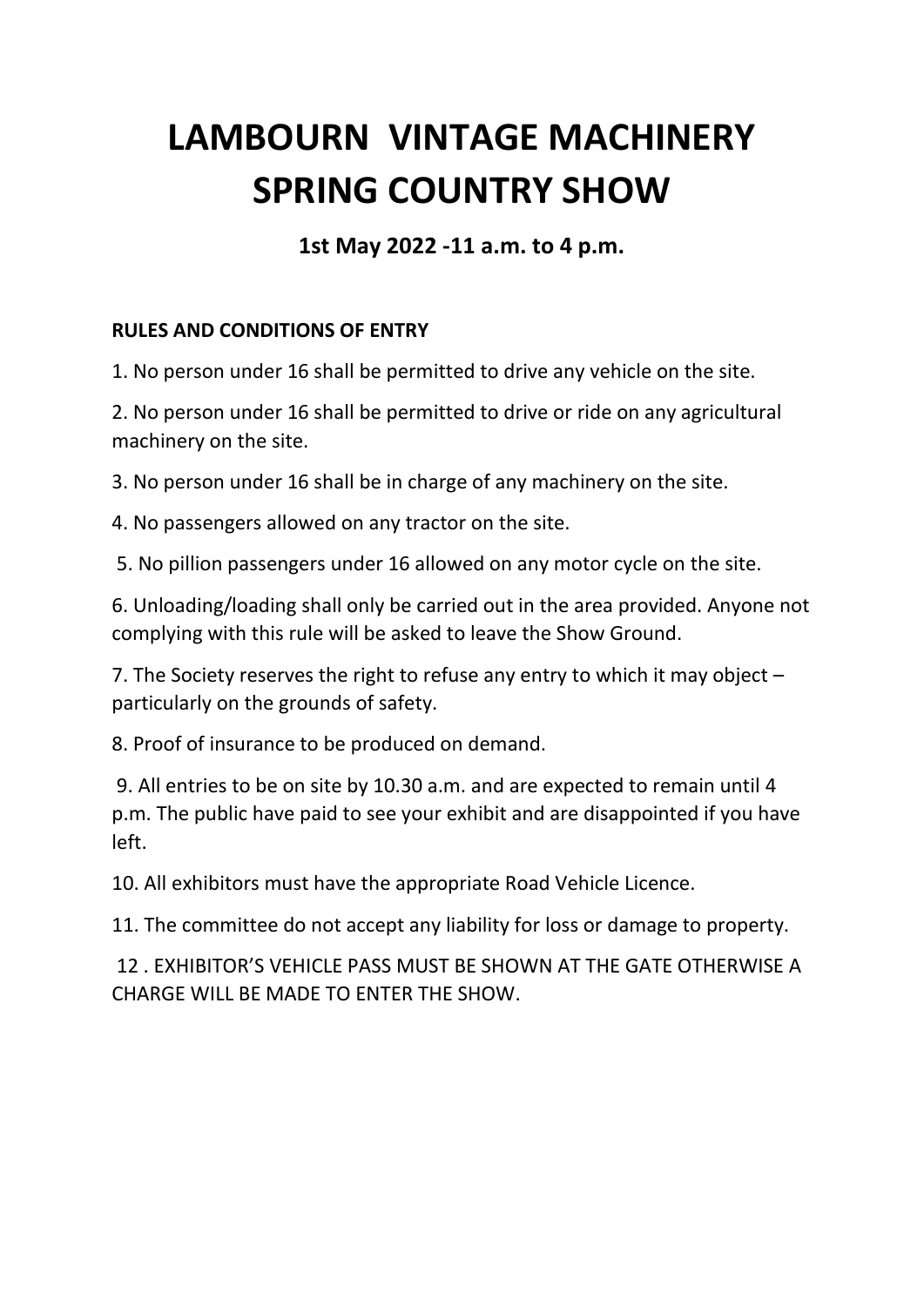# LAMBOURN VINTAGE MACHINERY SPRING COUNTRY SHOW

### 1st May 2022 -11 a.m. to 4 p.m.

**RULES AND CONDITIONS OF ENTRY**

1. No person under 16 shall be permitted to drive any vehicle on the site.

2. No person under 16 shall be permitted to drive or ride on any agricultural machinery on the site.

3. No person under 16 shall be in charge of any machinery on the site.

4. No passengers allowed on any tractor on the site.

5. No pillion passengers under 16 allowed on any motor cycle on the site.

6. Unloading/loading shall only be carried out in the area provided. Anyone not complying with this rule will be asked to leave the Show Ground.

7. The Society reserves the right to refuse any entry to which it may object – particularly on the grounds of safety.

8. Proof of insurance to be produced on demand.

9. All entries to be on site by 10.30 a.m. and are expected to remain until 4 p.m. The public have paid to see your exhibit and are disappointed if you have left.

10. All exhibitors must have the appropriate Road Vehicle Licence.

11. The committee do not accept any liability for loss or damage to property.

12 . EXHIBITOR'S VEHICLE PASS MUST BE SHOWN AT THE GATE OTHERWISE A CHARGE WILL BE MADE TO ENTER THE SHOW.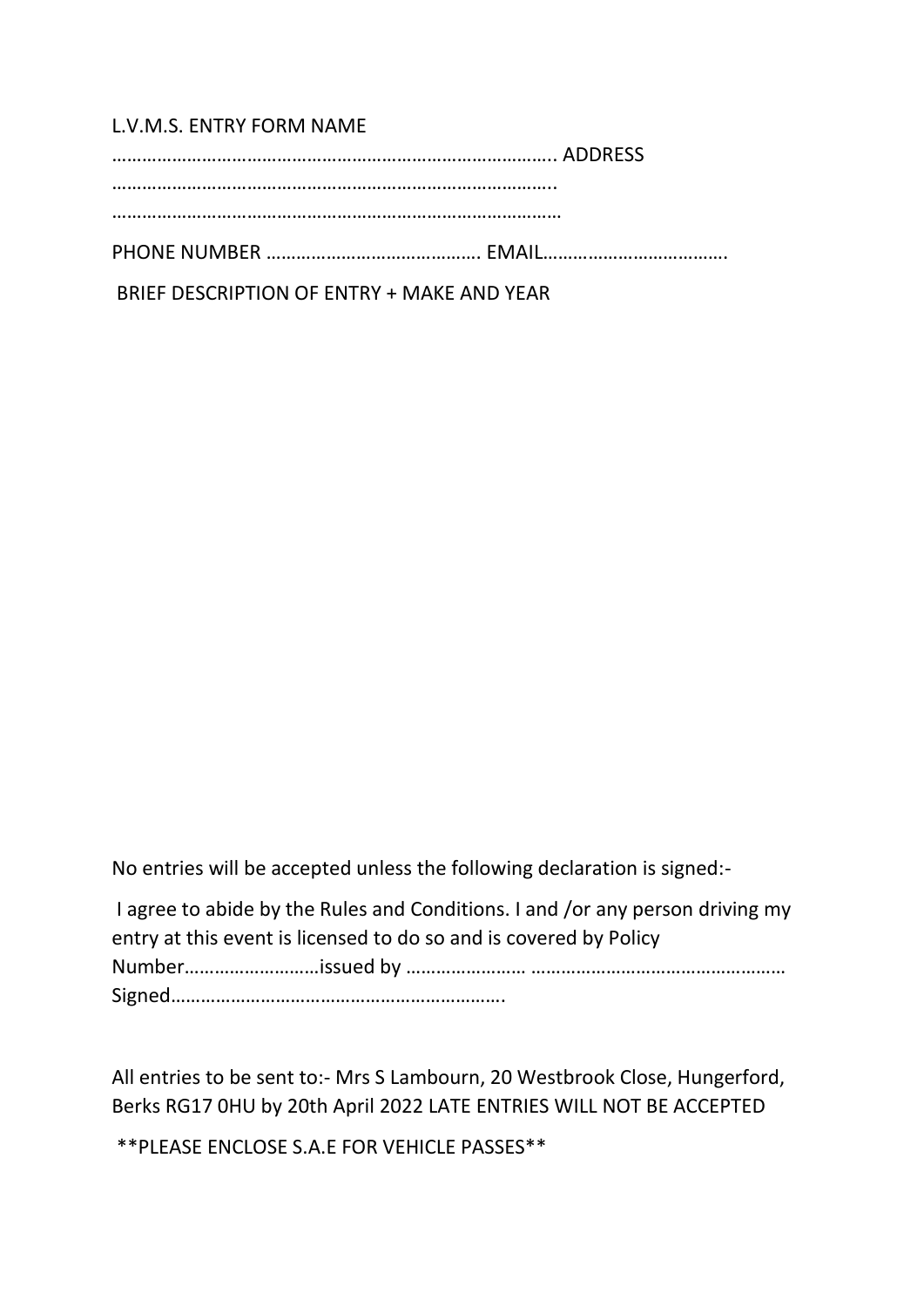L.V.M.S. ENTRY FORM NAME

………………………………………………………………………….. ADDRESS

…………………………………………………………………………..

……………………………………………………………………………

PHONE NUMBER ……………………………………. EMAIL……………………………….

BRIEF DESCRIPTION OF ENTRY + MAKE AND YEAR

No entries will be accepted unless the following declaration is signed:-

I agree to abide by the Rules and Conditions. I and /or any person driving my entry at this event is licensed to do so and is covered by Policy Number………………………issued by …………………… …………………………………………… Signed………………………………………………………….

All entries to be sent to:- Mrs S Lambourn, 20 Westbrook Close, Hungerford, Berks RG17 0HU by 20th April 2022 LATE ENTRIES WILL NOT BE ACCEPTED

**PLEASE ENCLOSE S.A.E FOR VEHICLE PASSES**